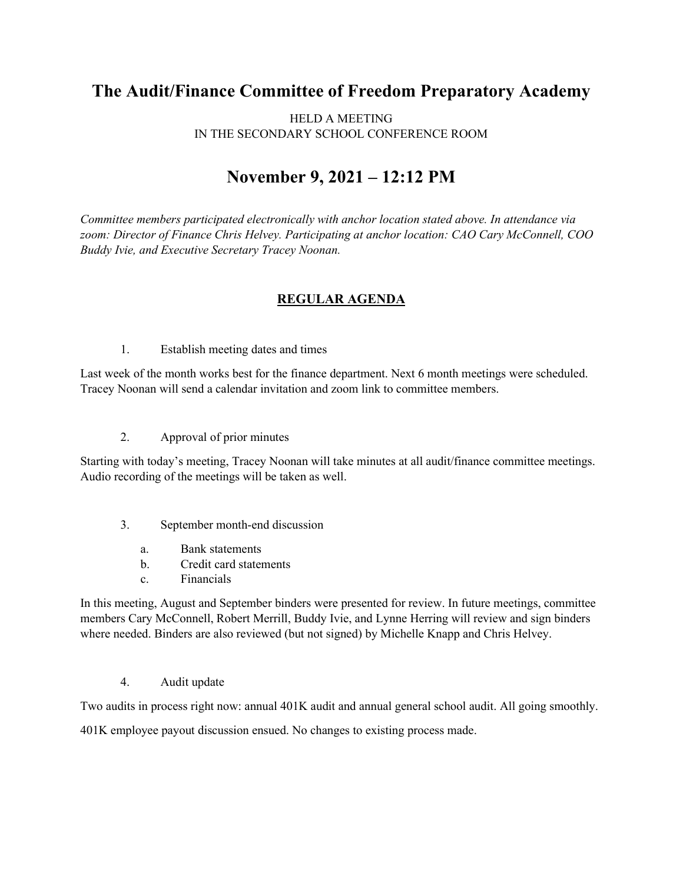# The Audit/Finance Committee of Freedom Preparatory Academy

HELD A MEETING
IN THE SECONDARY SCHOOL CONFERENCE ROOM

# November 9, 2021 – 12:12 PM

*Committee members participated electronically with anchor location stated above. In attendance via zoom: Director of Finance Chris Helvey. Participating at anchor location: CAO Cary McConnell, COO Buddy Ivie, and Executive Secretary Tracey Noonan.*

## REGULAR AGENDA

1. Establish meeting dates and times

Last week of the month works best for the finance department. Next 6 month meetings were scheduled. Tracey Noonan will send a calendar invitation and zoom link to committee members.

2. Approval of prior minutes

Starting with today's meeting, Tracey Noonan will take minutes at all audit/finance committee meetings. Audio recording of the meetings will be taken as well.

3. September month-end discussion
   a. Bank statements
   b. Credit card statements
   c. Financials

In this meeting, August and September binders were presented for review. In future meetings, committee members Cary McConnell, Robert Merrill, Buddy Ivie, and Lynne Herring will review and sign binders where needed. Binders are also reviewed (but not signed) by Michelle Knapp and Chris Helvey.

4. Audit update

Two audits in process right now: annual 401K audit and annual general school audit. All going smoothly.

401K employee payout discussion ensued. No changes to existing process made.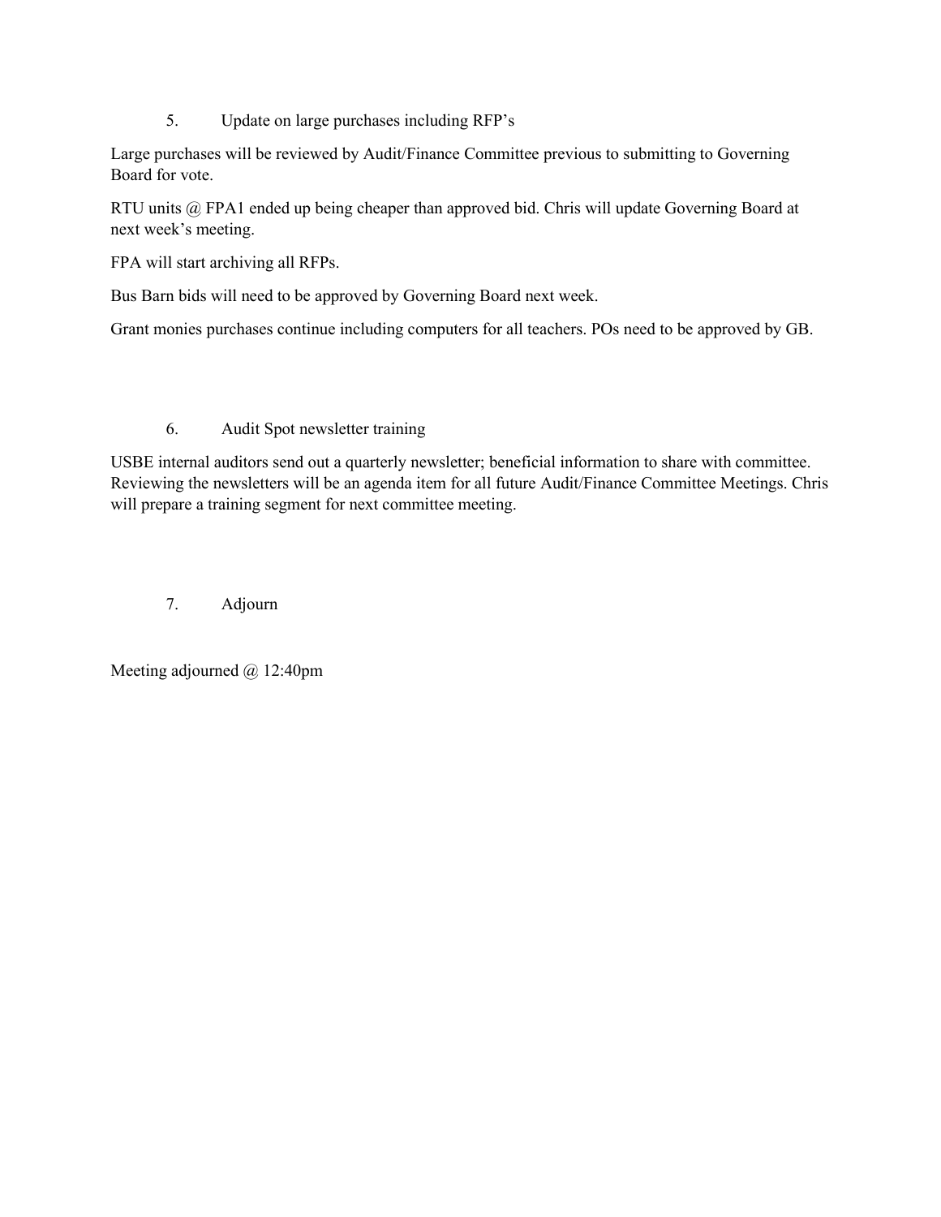5. Update on large purchases including RFP's

Large purchases will be reviewed by Audit/Finance Committee previous to submitting to Governing Board for vote.

RTU units @ FPA1 ended up being cheaper than approved bid. Chris will update Governing Board at next week's meeting.

FPA will start archiving all RFPs.

Bus Barn bids will need to be approved by Governing Board next week.

Grant monies purchases continue including computers for all teachers. POs need to be approved by GB.

6. Audit Spot newsletter training

USBE internal auditors send out a quarterly newsletter; beneficial information to share with committee. Reviewing the newsletters will be an agenda item for all future Audit/Finance Committee Meetings. Chris will prepare a training segment for next committee meeting.

7. Adjourn

Meeting adjourned @ 12:40pm